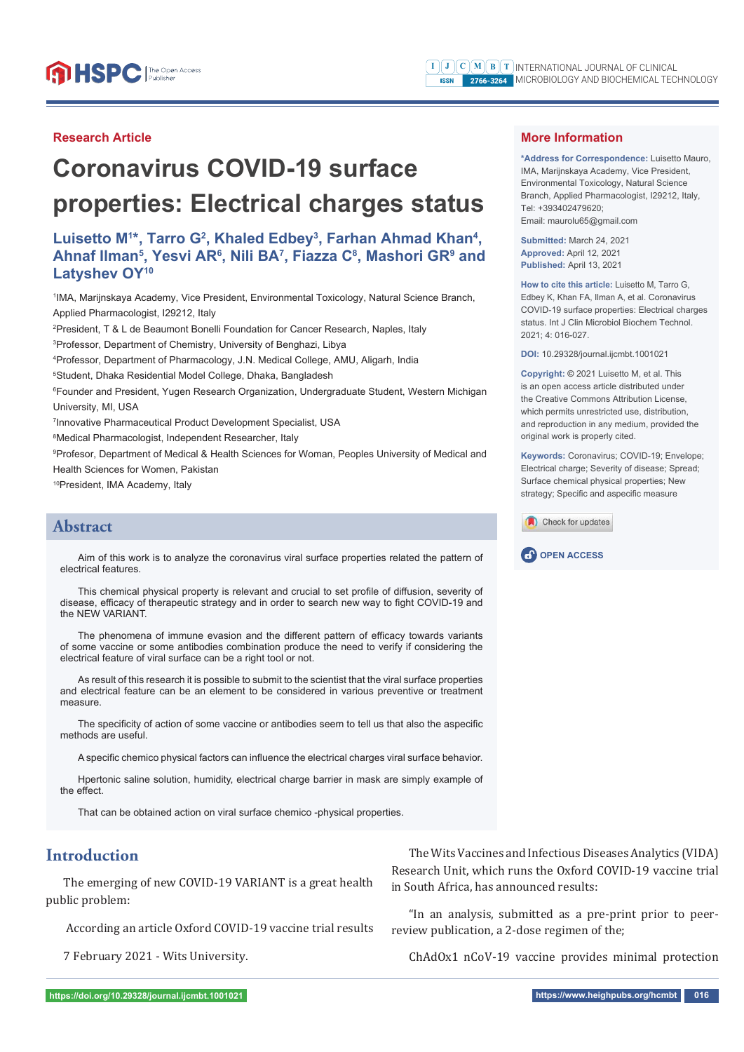Research Article

# Coronavirus COVID-19 surface properties: Electrical charges status

**Luisetto M[1]*, Tarro G[2], Khaled Edbey[3], Farhan Ahmad Khan[4], Ahnaf Ilman[5], Yesvi AR[6], Nili BA[7], Fiazza C[8], Mashori GR[9] and Latyshev OY[10]**

[1]IMA, Marijnskaya Academy, Vice President, Environmental Toxicology, Natural Science Branch, Applied Pharmacologist, I29212, Italy

[2]President, T & L de Beaumont Bonelli Foundation for Cancer Research, Naples, Italy

[3]Professor, Department of Chemistry, University of Benghazi, Libya

[4]Professor, Department of Pharmacology, J.N. Medical College, AMU, Aligarh, India

[5]Student, Dhaka Residential Model College, Dhaka, Bangladesh

[6]Founder and President, Yugen Research Organization, Undergraduate Student, Western Michigan University, MI, USA

[7]Innovative Pharmaceutical Product Development Specialist, USA

[8]Medical Pharmacologist, Independent Researcher, Italy

[9]Profesor, Department of Medical & Health Sciences for Woman, Peoples University of Medical and Health Sciences for Women, Pakistan

[10]President, IMA Academy, Italy

## More Information

**\*Address for Correspondence:** Luisetto Mauro, IMA, Marijnskaya Academy, Vice President, Environmental Toxicology, Natural Science Branch, Applied Pharmacologist, I29212, Italy, Tel: +393402479620; Email: maurolu65@gmail.com

**Submitted:** March 24, 2021
**Approved:** April 12, 2021
**Published:** April 13, 2021

**How to cite this article:** Luisetto M, Tarro G, Edbey K, Khan FA, Ilman A, et al. Coronavirus COVID-19 surface properties: Electrical charges status. Int J Clin Microbiol Biochem Technol. 2021; 4: 016-027.

**DOI:** 10.29328/journal.ijcmbt.1001021

**Copyright:** © 2021 Luisetto M, et al. This is an open access article distributed under the Creative Commons Attribution License, which permits unrestricted use, distribution, and reproduction in any medium, provided the original work is properly cited.

**Keywords:** Coronavirus; COVID-19; Envelope; Electrical charge; Severity of disease; Spread; Surface chemical physical properties; New strategy; Specific and aspecific measure

OPEN ACCESS

## Abstract

Aim of this work is to analyze the coronavirus viral surface properties related the pattern of electrical features.

This chemical physical property is relevant and crucial to set profile of diffusion, severity of disease, efficacy of therapeutic strategy and in order to search new way to fight COVID-19 and the NEW VARIANT.

The phenomena of immune evasion and the different pattern of efficacy towards variants of some vaccine or some antibodies combination produce the need to verify if considering the electrical feature of viral surface can be a right tool or not.

As result of this research it is possible to submit to the scientist that the viral surface properties and electrical feature can be an element to be considered in various preventive or treatment measure.

The specificity of action of some vaccine or antibodies seem to tell us that also the aspecific methods are useful.

A specific chemico physical factors can influence the electrical charges viral surface behavior.

Hpertonic saline solution, humidity, electrical charge barrier in mask are simply example of the effect.

That can be obtained action on viral surface chemico -physical properties.

## Introduction

The emerging of new COVID-19 VARIANT is a great health public problem:

According an article Oxford COVID-19 vaccine trial results

7 February 2021 - Wits University.

The Wits Vaccines and Infectious Diseases Analytics (VIDA) Research Unit, which runs the Oxford COVID-19 vaccine trial in South Africa, has announced results:

"In an analysis, submitted as a pre-print prior to peer-review publication, a 2-dose regimen of the;

ChAdOx1 nCoV-19 vaccine provides minimal protection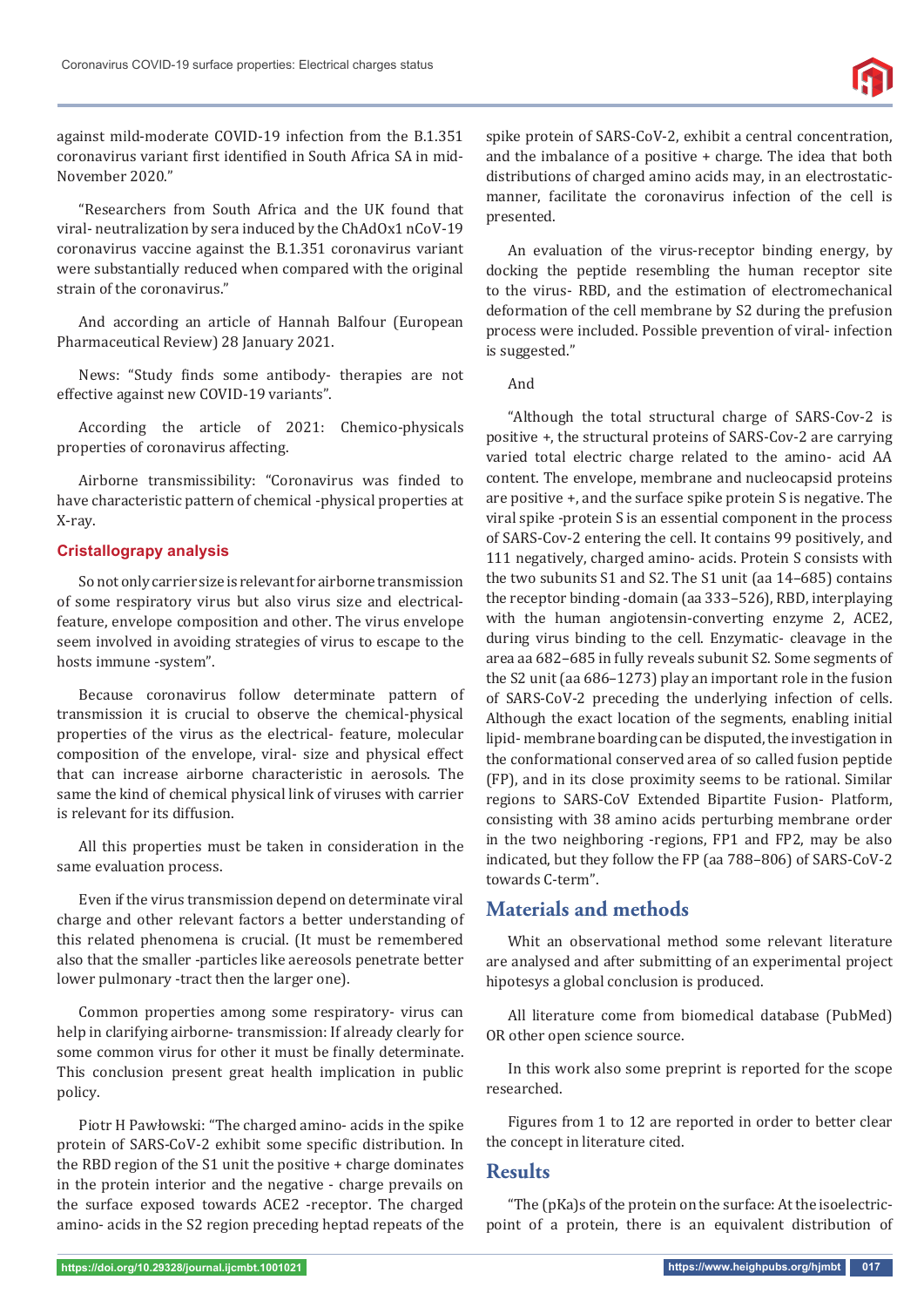against mild-moderate COVID-19 infection from the B.1.351 coronavirus variant first identified in South Africa SA in mid-November 2020."

"Researchers from South Africa and the UK found that viral- neutralization by sera induced by the ChAdOx1 nCoV-19 coronavirus vaccine against the B.1.351 coronavirus variant were substantially reduced when compared with the original strain of the coronavirus."

And according an article of Hannah Balfour (European Pharmaceutical Review) 28 January 2021.

News: "Study finds some antibody- therapies are not effective against new COVID-19 variants".

According the article of 2021: Chemico-physicals properties of coronavirus affecting.

Airborne transmissibility: "Coronavirus was finded to have characteristic pattern of chemical -physical properties at X-ray.

### Cristallogrpy analysis

So not only carrier size is relevant for airborne transmission of some respiratory virus but also virus size and electrical-feature, envelope composition and other. The virus envelope seem involved in avoiding strategies of virus to escape to the hosts immune -system".

Because coronavirus follow determinate pattern of transmission it is crucial to observe the chemical-physical properties of the virus as the electrical- feature, molecular composition of the envelope, viral- size and physical effect that can increase airborne characteristic in aerosols. The same the kind of chemical physical link of viruses with carrier is relevant for its diffusion.

All this properties must be taken in consideration in the same evaluation process.

Even if the virus transmission depend on determinate viral charge and other relevant factors a better understanding of this related phenomena is crucial. (It must be remembered also that the smaller -particles like aereosols penetrate better lower pulmonary -tract then the larger one).

Common properties among some respiratory- virus can help in clarifying airborne- transmission: If already clearly for some common virus for other it must be finally determinate. This conclusion present great health implication in public policy.

Piotr H Pawłowski: "The charged amino- acids in the spike protein of SARS-CoV-2 exhibit some specific distribution. In the RBD region of the S1 unit the positive + charge dominates in the protein interior and the negative - charge prevails on the surface exposed towards ACE2 -receptor. The charged amino- acids in the S2 region preceding heptad repeats of the spike protein of SARS-CoV-2, exhibit a central concentration, and the imbalance of a positive + charge. The idea that both distributions of charged amino acids may, in an electrostatic-manner, facilitate the coronavirus infection of the cell is presented.

An evaluation of the virus-receptor binding energy, by docking the peptide resembling the human receptor site to the virus- RBD, and the estimation of electromechanical deformation of the cell membrane by S2 during the prefusion process were included. Possible prevention of viral- infection is suggested."

And

"Although the total structural charge of SARS-Cov-2 is positive +, the structural proteins of SARS-Cov-2 are carrying varied total electric charge related to the amino- acid AA content. The envelope, membrane and nucleocapsid proteins are positive +, and the surface spike protein S is negative. The viral spike -protein S is an essential component in the process of SARS-Cov-2 entering the cell. It contains 99 positively, and 111 negatively, charged amino- acids. Protein S consists with the two subunits S1 and S2. The S1 unit (aa 14–685) contains the receptor binding -domain (aa 333–526), RBD, interplaying with the human angiotensin-converting enzyme 2, ACE2, during virus binding to the cell. Enzymatic- cleavage in the area aa 682–685 in fully reveals subunit S2. Some segments of the S2 unit (aa 686–1273) play an important role in the fusion of SARS-CoV-2 preceding the underlying infection of cells. Although the exact location of the segments, enabling initial lipid- membrane boarding can be disputed, the investigation in the conformational conserved area of so called fusion peptide (FP), and in its close proximity seems to be rational. Similar regions to SARS-CoV Extended Bipartite Fusion- Platform, consisting with 38 amino acids perturbing membrane order in the two neighboring -regions, FP1 and FP2, may be also indicated, but they follow the FP (aa 788–806) of SARS-CoV-2 towards C-term".

## Materials and methods

Whit an observational method some relevant literature are analysed and after submitting of an experimental project hipotesys a global conclusion is produced.

All literature come from biomedical database (PubMed) OR other open science source.

In this work also some preprint is reported for the scope researched.

Figures from 1 to 12 are reported in order to better clear the concept in literature cited.

## Results

"The (pKa)s of the protein on the surface: At the isoelectric-point of a protein, there is an equivalent distribution of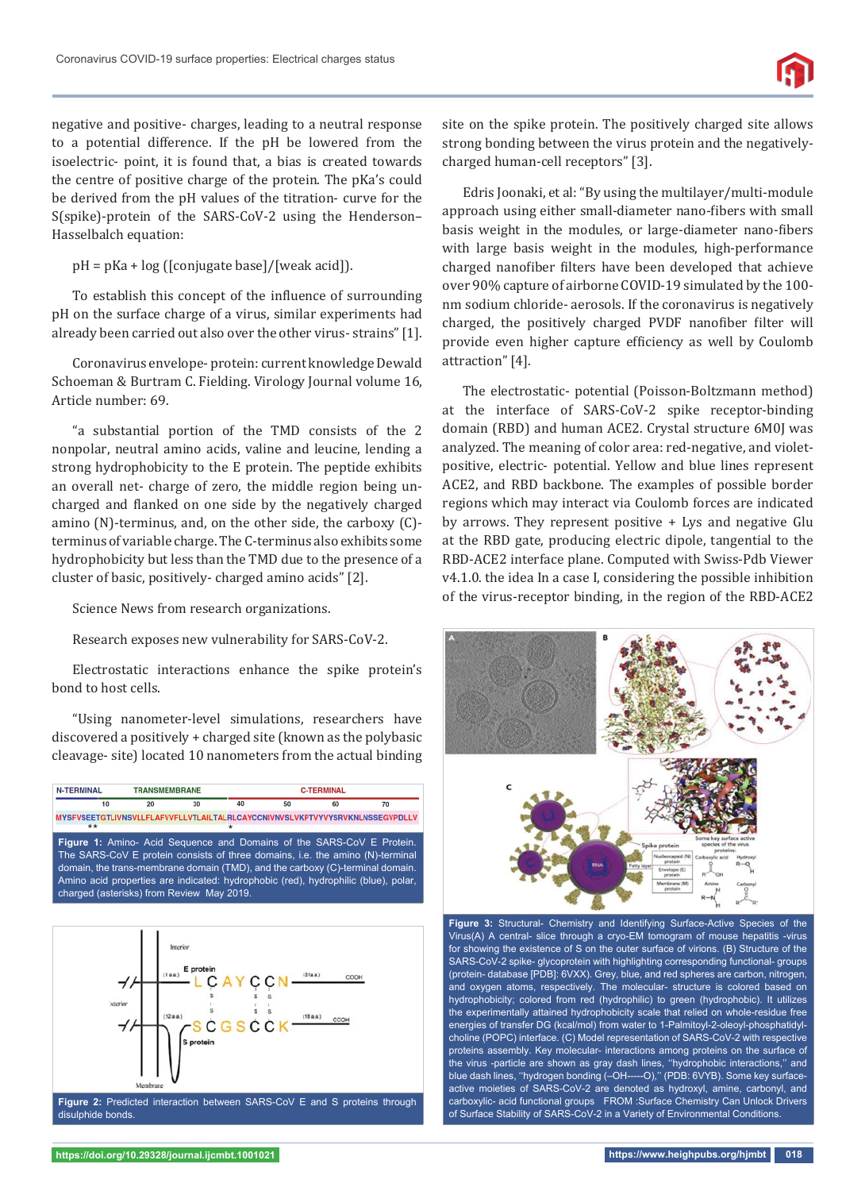negative and positive- charges, leading to a neutral response to a potential difference. If the pH be lowered from the isoelectric- point, it is found that, a bias is created towards the centre of positive charge of the protein. The pKa's could be derived from the pH values of the titration- curve for the S(spike)-protein of the SARS-CoV-2 using the Henderson–Hasselbalch equation:

pH = pKa + log ([conjugate base]/[weak acid]).

To establish this concept of the influence of surrounding pH on the surface charge of a virus, similar experiments had already been carried out also over the other virus- strains" [1].

Coronavirus envelope- protein: current knowledge Dewald Schoeman & Burtram C. Fielding. Virology Journal volume 16, Article number: 69.

"a substantial portion of the TMD consists of the 2 nonpolar, neutral amino acids, valine and leucine, lending a strong hydrophobicity to the E protein. The peptide exhibits an overall net- charge of zero, the middle region being un-charged and flanked on one side by the negatively charged amino (N)-terminus, and, on the other side, the carboxy (C)-terminus of variable charge. The C-terminus also exhibits some hydrophobicity but less than the TMD due to the presence of a cluster of basic, positively- charged amino acids" [2].

Science News from research organizations.

Research exposes new vulnerability for SARS-CoV-2.

Electrostatic interactions enhance the spike protein's bond to host cells.

"Using nanometer-level simulations, researchers have discovered a positively + charged site (known as the polybasic cleavage- site) located 10 nanometers from the actual binding site on the spike protein. The positively charged site allows strong bonding between the virus protein and the negatively-charged human-cell receptors" [3].

N-TERMINAL TRANSMEMBRANE C-TERMINAL

MYSFVSEETGTLIVNSVLLFLAFVVFLLVTLAILTALRLCAYCCNIVNVSLVKPTVYVYSRVKNLNSSEGVPDLLV

Figure 1: Amino- Acid Sequence and Domains of the SARS-CoV E Protein. The SARS-CoV E protein consists of three domains, i.e. the amino (N)-terminal domain, the trans-membrane domain (TMD), and the carboxy (C)-terminal domain. Amino acid properties are indicated: hydrophobic (red), hydrophilic (blue), polar, charged (asterisks) from Review May 2019.

Figure 2: Predicted interaction between SARS-CoV E and S proteins through disulphide bonds.

Edris Joonaki, et al: "By using the multilayer/multi-module approach using either small-diameter nano-fibers with small basis weight in the modules, or large-diameter nano-fibers with large basis weight in the modules, high-performance charged nanofiber filters have been developed that achieve over 90% capture of airborne COVID-19 simulated by the 100-nm sodium chloride- aerosols. If the coronavirus is negatively charged, the positively charged PVDF nanofiber filter will provide even higher capture efficiency as well by Coulomb attraction" [4].

The electrostatic- potential (Poisson-Boltzmann method) at the interface of SARS-CoV-2 spike receptor-binding domain (RBD) and human ACE2. Crystal structure 6M0J was analyzed. The meaning of color area: red-negative, and violet-positive, electric- potential. Yellow and blue lines represent ACE2, and RBD backbone. The examples of possible border regions which may interact via Coulomb forces are indicated by arrows. They represent positive + Lys and negative Glu at the RBD gate, producing electric dipole, tangential to the RBD-ACE2 interface plane. Computed with Swiss-Pdb Viewer v4.1.0. the idea In a case I, considering the possible inhibition of the virus-receptor binding, in the region of the RBD-ACE2

Figure 3: Structural- Chemistry and Identifying Surface-Active Species of the Virus(A) A central- slice through a cryo-EM tomogram of mouse hepatitis -virus for showing the existence of S on the outer surface of virions. (B) Structure of the SARS-CoV-2 spike- glycoprotein with highlighting corresponding functional- groups (protein- database [PDB]: 6VXX). Grey, blue, and red spheres are carbon, nitrogen, and oxygen atoms, respectively. The molecular- structure is colored based on hydrophobicity; colored from red (hydrophilic) to green (hydrophobic). It utilizes the experimentally attained hydrophobicity scale that relied on whole-residue free energies of transfer DG (kcal/mol) from water to 1-Palmitoyl-2-oleoyl-phosphatidyl-choline (POPC) interface. (C) Model representation of SARS-CoV-2 with respective proteins assembly. Key molecular- interactions among proteins on the surface of the virus -particle are shown as gray dash lines, "hydrophobic interactions," and blue dash lines, "hydrogen bonding (–OH-----O)," (PDB: 6VYB). Some key surface-active moieties of SARS-CoV-2 are denoted as hydroxyl, amine, carbonyl, and carboxylic- acid functional groups FROM :Surface Chemistry Can Unlock Drivers of Surface Stability of SARS-CoV-2 in a Variety of Environmental Conditions.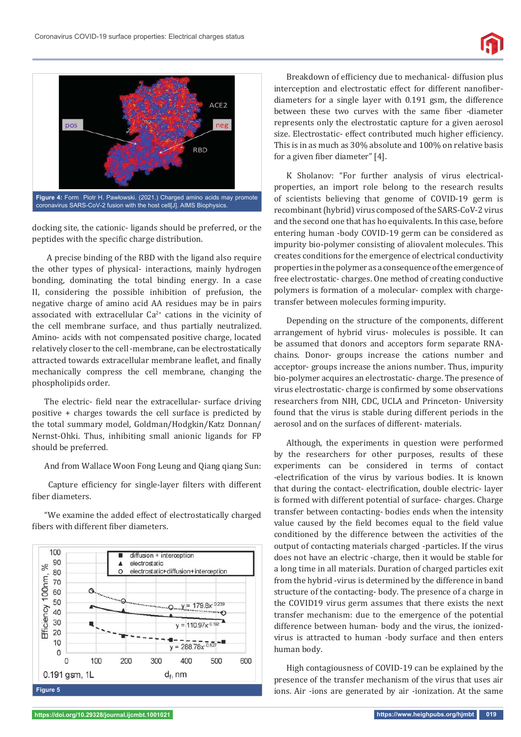**Figure 4:** Form Piotr H. Pawłowski. (2021.) Charged amino acids may promote coronavirus SARS-CoV-2 fusion with the host cell[J]. AIMS Biophysics.

docking site, the cationic- ligands should be preferred, or the peptides with the specific charge distribution.

A precise binding of the RBD with the ligand also require the other types of physical- interactions, mainly hydrogen bonding, dominating the total binding energy. In a case II, considering the possible inhibition of prefusion, the negative charge of amino acid AA residues may be in pairs associated with extracellular $Ca^{2+}$ cations in the vicinity of the cell membrane surface, and thus partially neutralized. Amino- acids with not compensated positive charge, located relatively closer to the cell -membrane, can be electrostatically attracted towards extracellular membrane leaflet, and finally mechanically compress the cell membrane, changing the phospholipids order.

The electric- field near the extracellular- surface driving positive + charges towards the cell surface is predicted by the total summary model, Goldman/Hodgkin/Katz Donnan/ Nernst-Ohki. Thus, inhibiting small anionic ligands for FP should be preferred.

And from Wallace Woon Fong Leung and Qiang qiang Sun:

Capture efficiency for single-layer filters with different fiber diameters.

"We examine the added effect of electrostatically charged fibers with different fiber diameters.

**Figure 5**

Breakdown of efficiency due to mechanical- diffusion plus interception and electrostatic effect for different nanofiber-diameters for a single layer with 0.191 gsm, the difference between these two curves with the same fiber -diameter represents only the electrostatic capture for a given aerosol size. Electrostatic- effect contributed much higher efficiency. This is in as much as 30% absolute and 100% on relative basis for a given fiber diameter" [4].

K Sholanov: "For further analysis of virus electrical-properties, an import role belong to the research results of scientists believing that genome of COVID-19 germ is recombinant (hybrid) virus composed of the SARS-CoV-2 virus and the second one that has ho equivalents. In this case, before entering human -body COVID-19 germ can be considered as impurity bio-polymer consisting of aliovalent molecules. This creates conditions for the emergence of electrical conductivity properties in the polymer as a consequence of the emergence of free electrostatic- charges. One method of creating conductive polymers is formation of a molecular- complex with charge-transfer between molecules forming impurity.

Depending on the structure of the components, different arrangement of hybrid virus- molecules is possible. It can be assumed that donors and acceptors form separate RNA-chains. Donor- groups increase the cations number and acceptor- groups increase the anions number. Thus, impurity bio-polymer acquires an electrostatic- charge. The presence of virus electrostatic- charge is confirmed by some observations researchers from NIH, CDC, UCLA and Princeton- University found that the virus is stable during different periods in the aerosol and on the surfaces of different- materials.

Although, the experiments in question were performed by the researchers for other purposes, results of these experiments can be considered in terms of contact -electrification of the virus by various bodies. It is known that during the contact- electrification, double electric- layer is formed with different potential of surface- charges. Charge transfer between contacting- bodies ends when the intensity value caused by the field becomes equal to the field value conditioned by the difference between the activities of the output of contacting materials charged -particles. If the virus does not have an electric -charge, then it would be stable for a long time in all materials. Duration of charged particles exit from the hybrid -virus is determined by the difference in band structure of the contacting- body. The presence of a charge in the COVID19 virus germ assumes that there exists the next transfer mechanism: due to the emergence of the potential difference between human- body and the virus, the ionized-virus is attracted to human -body surface and then enters human body.

High contagiousness of COVID-19 can be explained by the presence of the transfer mechanism of the virus that uses air ions. Air -ions are generated by air -ionization. At the same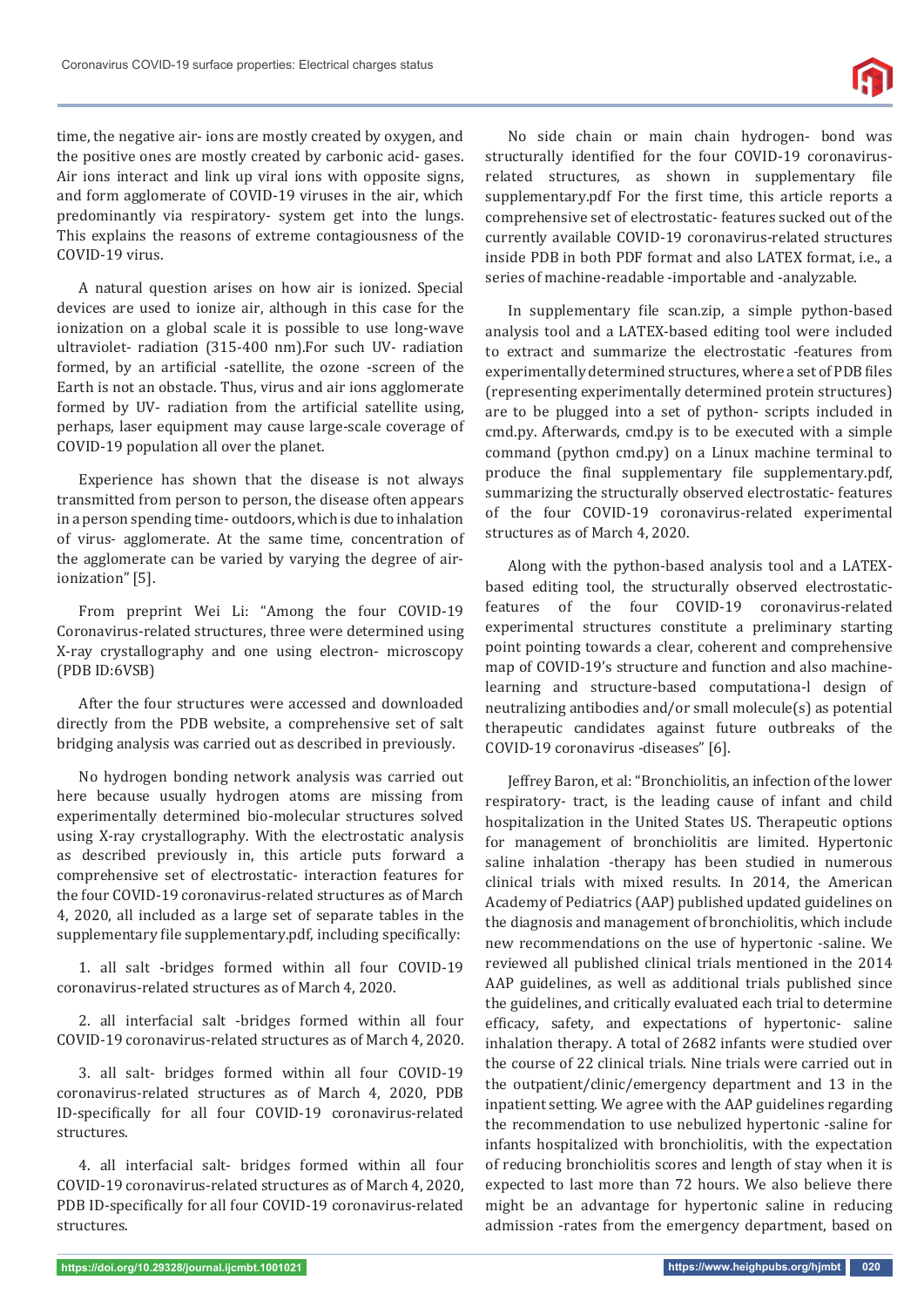time, the negative air- ions are mostly created by oxygen, and the positive ones are mostly created by carbonic acid- gases. Air ions interact and link up viral ions with opposite signs, and form agglomerate of COVID-19 viruses in the air, which predominantly via respiratory- system get into the lungs. This explains the reasons of extreme contagiousness of the COVID-19 virus.

A natural question arises on how air is ionized. Special devices are used to ionize air, although in this case for the ionization on a global scale it is possible to use long-wave ultraviolet- radiation (315-400 nm).For such UV- radiation formed, by an artificial -satellite, the ozone -screen of the Earth is not an obstacle. Thus, virus and air ions agglomerate formed by UV- radiation from the artificial satellite using, perhaps, laser equipment may cause large-scale coverage of COVID-19 population all over the planet.

Experience has shown that the disease is not always transmitted from person to person, the disease often appears in a person spending time- outdoors, which is due to inhalation of virus- agglomerate. At the same time, concentration of the agglomerate can be varied by varying the degree of air-ionization" [5].

From preprint Wei Li: "Among the four COVID-19 Coronavirus-related structures, three were determined using X-ray crystallography and one using electron- microscopy (PDB ID:6VSB)

After the four structures were accessed and downloaded directly from the PDB website, a comprehensive set of salt bridging analysis was carried out as described in previously.

No hydrogen bonding network analysis was carried out here because usually hydrogen atoms are missing from experimentally determined bio-molecular structures solved using X-ray crystallography. With the electrostatic analysis as described previously in, this article puts forward a comprehensive set of electrostatic- interaction features for the four COVID-19 coronavirus-related structures as of March 4, 2020, all included as a large set of separate tables in the supplementary file supplementary.pdf, including specifically:

1. all salt -bridges formed within all four COVID-19 coronavirus-related structures as of March 4, 2020.

2. all interfacial salt -bridges formed within all four COVID-19 coronavirus-related structures as of March 4, 2020.

3. all salt- bridges formed within all four COVID-19 coronavirus-related structures as of March 4, 2020, PDB ID-specifically for all four COVID-19 coronavirus-related structures.

4. all interfacial salt- bridges formed within all four COVID-19 coronavirus-related structures as of March 4, 2020, PDB ID-specifically for all four COVID-19 coronavirus-related structures.

No side chain or main chain hydrogen- bond was structurally identified for the four COVID-19 coronavirus-related structures, as shown in supplementary file supplementary.pdf For the first time, this article reports a comprehensive set of electrostatic- features sucked out of the currently available COVID-19 coronavirus-related structures inside PDB in both PDF format and also LATEX format, i.e., a series of machine-readable -importable and -analyzable.

In supplementary file scan.zip, a simple python-based analysis tool and a LATEX-based editing tool were included to extract and summarize the electrostatic -features from experimentally determined structures, where a set of PDB files (representing experimentally determined protein structures) are to be plugged into a set of python- scripts included in cmd.py. Afterwards, cmd.py is to be executed with a simple command (python cmd.py) on a Linux machine terminal to produce the final supplementary file supplementary.pdf, summarizing the structurally observed electrostatic- features of the four COVID-19 coronavirus-related experimental structures as of March 4, 2020.

Along with the python-based analysis tool and a LATEX-based editing tool, the structurally observed electrostatic-features of the four COVID-19 coronavirus-related experimental structures constitute a preliminary starting point pointing towards a clear, coherent and comprehensive map of COVID-19's structure and function and also machine-learning and structure-based computationa-l design of neutralizing antibodies and/or small molecule(s) as potential therapeutic candidates against future outbreaks of the COVID-19 coronavirus -diseases" [6].

Jeffrey Baron, et al: "Bronchiolitis, an infection of the lower respiratory- tract, is the leading cause of infant and child hospitalization in the United States US. Therapeutic options for management of bronchiolitis are limited. Hypertonic saline inhalation -therapy has been studied in numerous clinical trials with mixed results. In 2014, the American Academy of Pediatrics (AAP) published updated guidelines on the diagnosis and management of bronchiolitis, which include new recommendations on the use of hypertonic -saline. We reviewed all published clinical trials mentioned in the 2014 AAP guidelines, as well as additional trials published since the guidelines, and critically evaluated each trial to determine efficacy, safety, and expectations of hypertonic- saline inhalation therapy. A total of 2682 infants were studied over the course of 22 clinical trials. Nine trials were carried out in the outpatient/clinic/emergency department and 13 in the inpatient setting. We agree with the AAP guidelines regarding the recommendation to use nebulized hypertonic -saline for infants hospitalized with bronchiolitis, with the expectation of reducing bronchiolitis scores and length of stay when it is expected to last more than 72 hours. We also believe there might be an advantage for hypertonic saline in reducing admission -rates from the emergency department, based on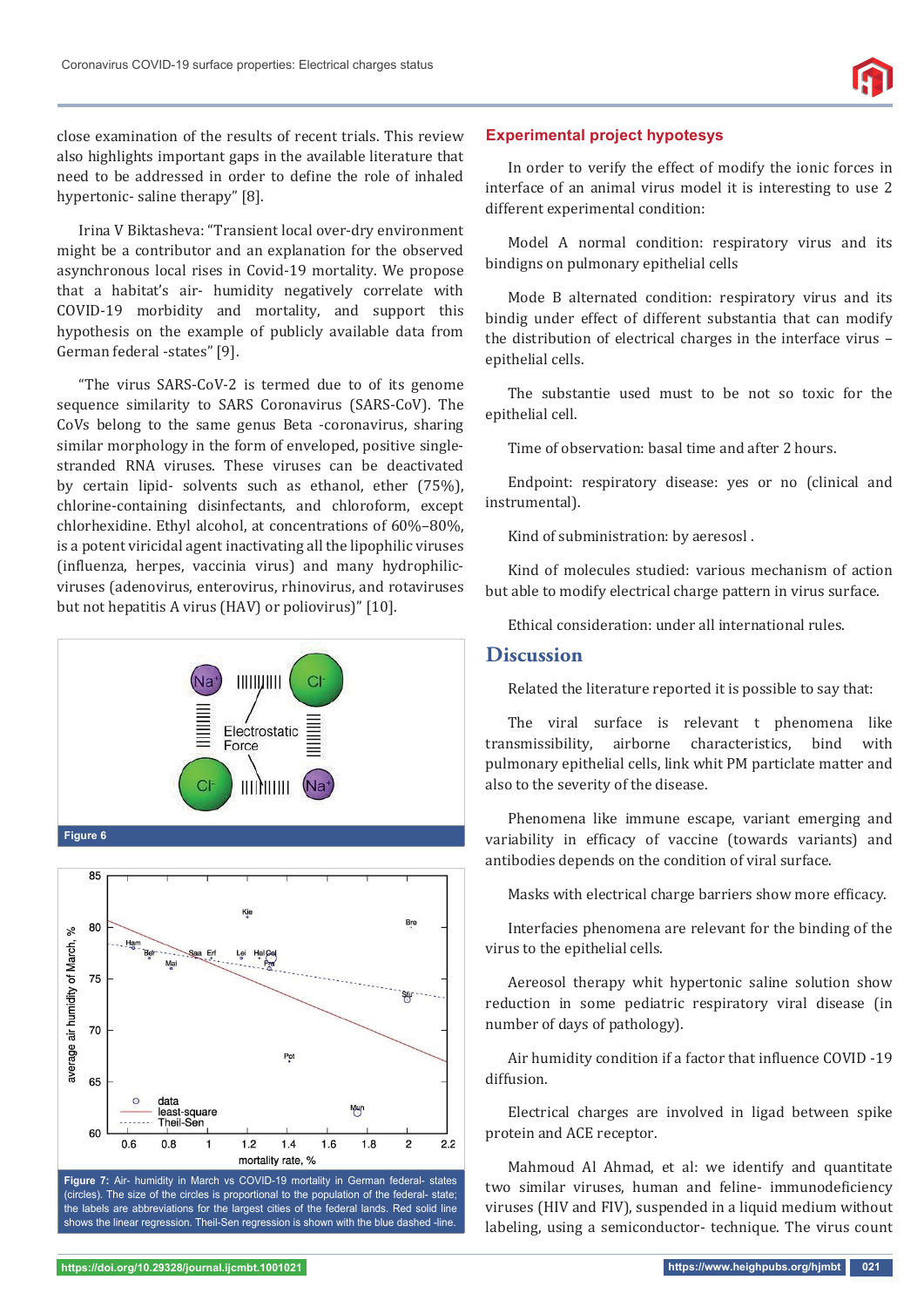close examination of the results of recent trials. This review also highlights important gaps in the available literature that need to be addressed in order to define the role of inhaled hypertonic- saline therapy" [8].

Irina V Biktasheva: "Transient local over-dry environment might be a contributor and an explanation for the observed asynchronous local rises in Covid-19 mortality. We propose that a habitat's air- humidity negatively correlate with COVID-19 morbidity and mortality, and support this hypothesis on the example of publicly available data from German federal -states" [9].

"The virus SARS-CoV-2 is termed due to of its genome sequence similarity to SARS Coronavirus (SARS-CoV). The CoVs belong to the same genus Beta -coronavirus, sharing similar morphology in the form of enveloped, positive single-stranded RNA viruses. These viruses can be deactivated by certain lipid- solvents such as ethanol, ether (75%), chlorine-containing disinfectants, and chloroform, except chlorhexidine. Ethyl alcohol, at concentrations of 60%–80%, is a potent viricidal agent inactivating all the lipophilic viruses (influenza, herpes, vaccinia virus) and many hydrophilic-viruses (adenovirus, enterovirus, rhinovirus, and rotaviruses but not hepatitis A virus (HAV) or poliovirus)" [10].

Figure 6

Figure 7: Air- humidity in March vs COVID-19 mortality in German federal- states (circles). The size of the circles is proportional to the population of the federal- state; the labels are abbreviations for the largest cities of the federal lands. Red solid line shows the linear regression. Theil-Sen regression is shown with the blue dashed -line.

## Experimental project hypotesys

In order to verify the effect of modify the ionic forces in interface of an animal virus model it is interesting to use 2 different experimental condition:

Model A normal condition: respiratory virus and its bindigns on pulmonary epithelial cells

Mode B alternated condition: respiratory virus and its bindig under effect of different substantia that can modify the distribution of electrical charges in the interface virus – epithelial cells.

The substantie used must to be not so toxic for the epithelial cell.

Time of observation: basal time and after 2 hours.

Endpoint: respiratory disease: yes or no (clinical and instrumental).

Kind of subministration: by aeresosl .

Kind of molecules studied: various mechanism of action but able to modify electrical charge pattern in virus surface.

Ethical consideration: under all international rules.

## Discussion

Related the literature reported it is possible to say that:

The viral surface is relevant t phenomena like transmissibility, airborne characteristics, bind with pulmonary epithelial cells, link whit PM particlate matter and also to the severity of the disease.

Phenomena like immune escape, variant emerging and variability in efficacy of vaccine (towards variants) and antibodies depends on the condition of viral surface.

Masks with electrical charge barriers show more efficacy.

Interfacies phenomena are relevant for the binding of the virus to the epithelial cells.

Aereosol therapy whit hypertonic saline solution show reduction in some pediatric respiratory viral disease (in number of days of pathology).

Air humidity condition if a factor that influence COVID -19 diffusion.

Electrical charges are involved in ligad between spike protein and ACE receptor.

Mahmoud Al Ahmad, et al: we identify and quantitate two similar viruses, human and feline- immunodeficiency viruses (HIV and FIV), suspended in a liquid medium without labeling, using a semiconductor- technique. The virus count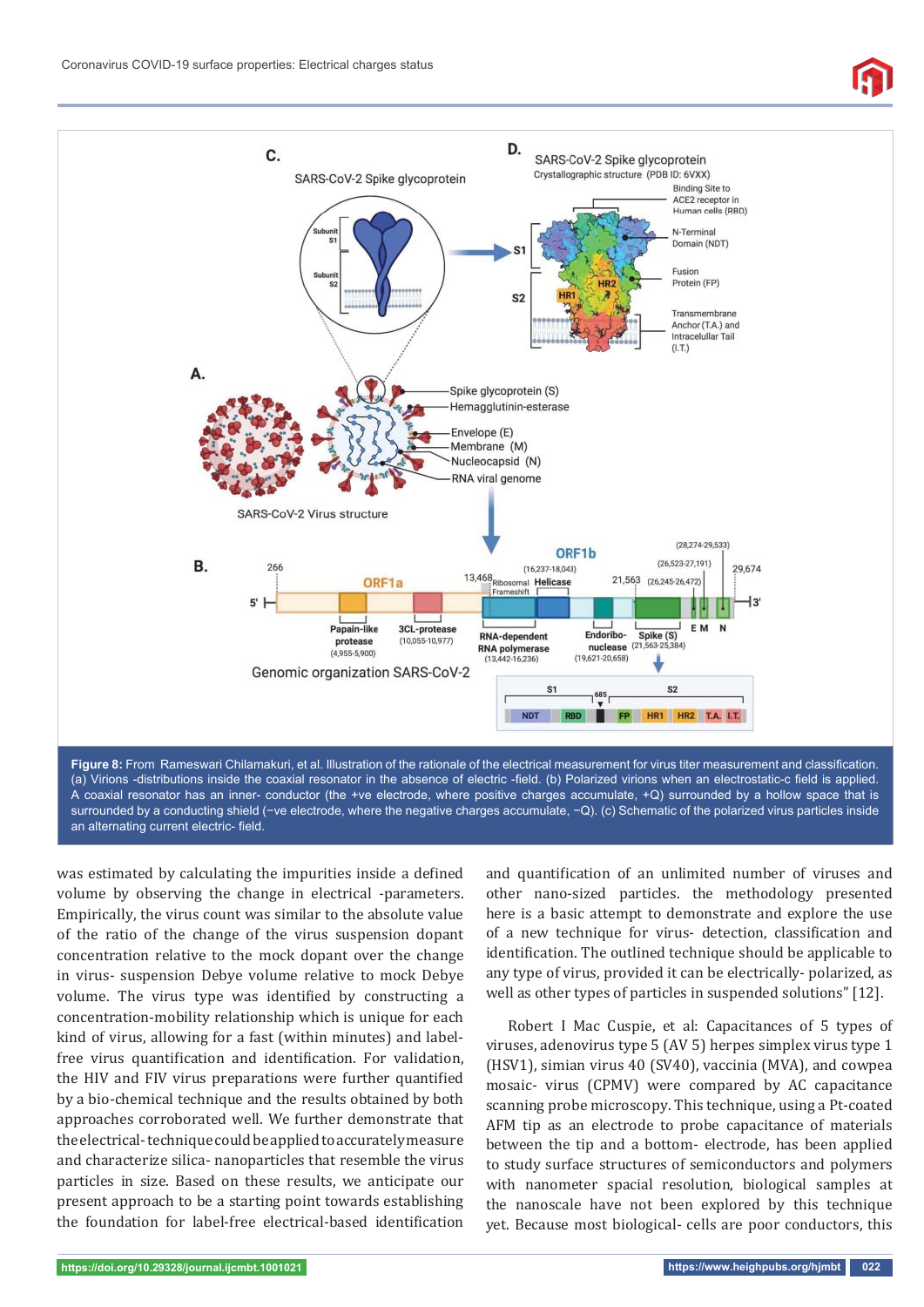**Figure 8:** From Rameswari Chilamakuri, et al. Illustration of the rationale of the electrical measurement for virus titer measurement and classification. (a) Virions -distributions inside the coaxial resonator in the absence of electric -field. (b) Polarized virions when an electrostatic-c field is applied. A coaxial resonator has an inner- conductor (the +ve electrode, where positive charges accumulate, +Q) surrounded by a hollow space that is surrounded by a conducting shield (−ve electrode, where the negative charges accumulate, −Q). (c) Schematic of the polarized virus particles inside an alternating current electric- field.

was estimated by calculating the impurities inside a defined volume by observing the change in electrical -parameters. Empirically, the virus count was similar to the absolute value of the ratio of the change of the virus suspension dopant concentration relative to the mock dopant over the change in virus- suspension Debye volume relative to mock Debye volume. The virus type was identified by constructing a concentration-mobility relationship which is unique for each kind of virus, allowing for a fast (within minutes) and label-free virus quantification and identification. For validation, the HIV and FIV virus preparations were further quantified by a bio-chemical technique and the results obtained by both approaches corroborated well. We further demonstrate that the electrical- technique could be applied to accurately measure and characterize silica- nanoparticles that resemble the virus particles in size. Based on these results, we anticipate our present approach to be a starting point towards establishing the foundation for label-free electrical-based identification and quantification of an unlimited number of viruses and other nano-sized particles. the methodology presented here is a basic attempt to demonstrate and explore the use of a new technique for virus- detection, classification and identification. The outlined technique should be applicable to any type of virus, provided it can be electrically- polarized, as well as other types of particles in suspended solutions" [12].

Robert I Mac Cuspie, et al: Capacitances of 5 types of viruses, adenovirus type 5 (AV 5) herpes simplex virus type 1 (HSV1), simian virus 40 (SV40), vaccinia (MVA), and cowpea mosaic- virus (CPMV) were compared by AC capacitance scanning probe microscopy. This technique, using a Pt-coated AFM tip as an electrode to probe capacitance of materials between the tip and a bottom- electrode, has been applied to study surface structures of semiconductors and polymers with nanometer spacial resolution, biological samples at the nanoscale have not been explored by this technique yet. Because most biological- cells are poor conductors, this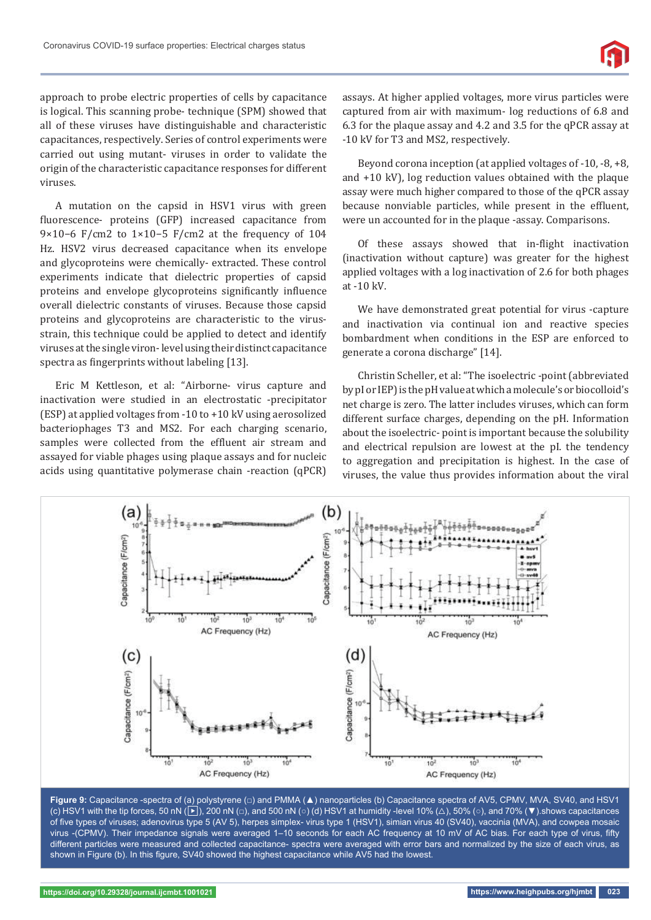approach to probe electric properties of cells by capacitance is logical. This scanning probe- technique (SPM) showed that all of these viruses have distinguishable and characteristic capacitances, respectively. Series of control experiments were carried out using mutant- viruses in order to validate the origin of the characteristic capacitance responses for different viruses.

A mutation on the capsid in HSV1 virus with green fluorescence- proteins (GFP) increased capacitance from $9\times10^{-6}$ F/cm2 to $1\times10^{-5}$ F/cm2 at the frequency of 104 Hz. HSV2 virus decreased capacitance when its envelope and glycoproteins were chemically- extracted. These control experiments indicate that dielectric properties of capsid proteins and envelope glycoproteins significantly influence overall dielectric constants of viruses. Because those capsid proteins and glycoproteins are characteristic to the virus-strain, this technique could be applied to detect and identify viruses at the single viron- level using their distinct capacitance spectra as fingerprints without labeling [13].

Eric M Kettleson, et al: "Airborne- virus capture and inactivation were studied in an electrostatic -precipitator (ESP) at applied voltages from -10 to +10 kV using aerosolized bacteriophages T3 and MS2. For each charging scenario, samples were collected from the effluent air stream and assayed for viable phages using plaque assays and for nucleic acids using quantitative polymerase chain -reaction (qPCR) assays. At higher applied voltages, more virus particles were captured from air with maximum- log reductions of 6.8 and 6.3 for the plaque assay and 4.2 and 3.5 for the qPCR assay at -10 kV for T3 and MS2, respectively.

Beyond corona inception (at applied voltages of -10, -8, +8, and +10 kV), log reduction values obtained with the plaque assay were much higher compared to those of the qPCR assay because nonviable particles, while present in the effluent, were un accounted for in the plaque -assay. Comparisons.

Of these assays showed that in-flight inactivation (inactivation without capture) was greater for the highest applied voltages with a log inactivation of 2.6 for both phages at -10 kV.

We have demonstrated great potential for virus -capture and inactivation via continual ion and reactive species bombardment when conditions in the ESP are enforced to generate a corona discharge" [14].

Christin Scheller, et al: "The isoelectric -point (abbreviated by pI or IEP) is the pH value at which a molecule's or biocolloid's net charge is zero. The latter includes viruses, which can form different surface charges, depending on the pH. Information about the isoelectric- point is important because the solubility and electrical repulsion are lowest at the pI. the tendency to aggregation and precipitation is highest. In the case of viruses, the value thus provides information about the viral

**Figure 9:** Capacitance -spectra of (a) polystyrene (□) and PMMA (▲) nanoparticles (b) Capacitance spectra of AV5, CPMV, MVA, SV40, and HSV1 (c) HSV1 with the tip forces, 50 nN (▶), 200 nN (□), and 500 nN (○) (d) HSV1 at humidity -level 10% (△), 50% (○), and 70% (▼).shows capacitances of five types of viruses; adenovirus type 5 (AV 5), herpes simplex- virus type 1 (HSV1), simian virus 40 (SV40), vaccinia (MVA), and cowpea mosaic virus -(CPMV). Their impedance signals were averaged 1–10 seconds for each AC frequency at 10 mV of AC bias. For each type of virus, fifty different particles were measured and collected capacitance- spectra were averaged with error bars and normalized by the size of each virus, as shown in Figure (b). In this figure, SV40 showed the highest capacitance while AV5 had the lowest.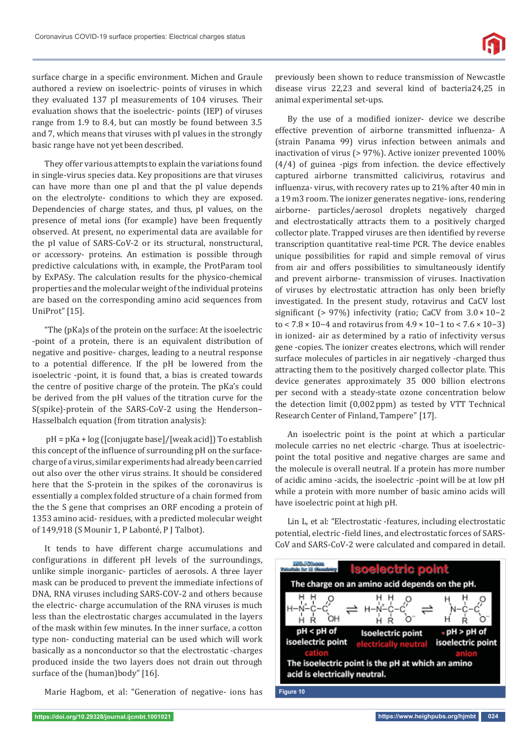surface charge in a specific environment. Michen and Graule authored a review on isoelectric- points of viruses in which they evaluated 137 pI measurements of 104 viruses. Their evaluation shows that the isoelectric- points (IEP) of viruses range from 1.9 to 8.4, but can mostly be found between 3.5 and 7, which means that viruses with pI values in the strongly basic range have not yet been described.

They offer various attempts to explain the variations found in single-virus species data. Key propositions are that viruses can have more than one pI and that the pI value depends on the electrolyte- conditions to which they are exposed. Dependencies of charge states, and thus, pI values, on the presence of metal ions (for example) have been frequently observed. At present, no experimental data are available for the pI value of SARS-CoV-2 or its structural, nonstructural, or accessory- proteins. An estimation is possible through predictive calculations with, in example, the ProtParam tool by ExPASy. The calculation results for the physico-chemical properties and the molecular weight of the individual proteins are based on the corresponding amino acid sequences from UniProt" [15].

"The (pKa)s of the protein on the surface: At the isoelectric -point of a protein, there is an equivalent distribution of negative and positive- charges, leading to a neutral response to a potential difference. If the pH be lowered from the isoelectric -point, it is found that, a bias is created towards the centre of positive charge of the protein. The pKa's could be derived from the pH values of the titration curve for the S(spike)-protein of the SARS-CoV-2 using the Henderson–Hasselbalch equation (from titration analysis):

$\text{pH} = \text{pKa} + \log([\text{conjugate base}]/[\text{weak acid}])$ To establish this concept of the influence of surrounding pH on the surface-charge of a virus, similar experiments had already been carried out also over the other virus strains. It should be considered here that the S-protein in the spikes of the coronavirus is essentially a complex folded structure of a chain formed from the the S gene that comprises an ORF encoding a protein of 1353 amino acid- residues, with a predicted molecular weight of 149,918 (S Mounir 1, P Labonté, P J Talbot).

It tends to have different charge accumulations and configurations in different pH levels of the surroundings, unlike simple inorganic- particles of aerosols. A three layer mask can be produced to prevent the immediate infections of DNA, RNA viruses including SARS-COV-2 and others because the electric- charge accumulation of the RNA viruses is much less than the electrostatic charges accumulated in the layers of the mask within few minutes. In the inner surface, a cotton type non- conducting material can be used which will work basically as a nonconductor so that the electrostatic -charges produced inside the two layers does not drain out through surface of the (human)body" [16].

Marie Hagbom, et al: "Generation of negative- ions has previously been shown to reduce transmission of Newcastle disease virus 22,23 and several kind of bacteria24,25 in animal experimental set-ups.

By the use of a modified ionizer- device we describe effective prevention of airborne transmitted influenza- A (strain Panama 99) virus infection between animals and inactivation of virus (> 97%). Active ionizer prevented 100% (4/4) of guinea -pigs from infection. the device effectively captured airborne transmitted calicivirus, rotavirus and influenza- virus, with recovery rates up to 21% after 40 min in a 19 m3 room. The ionizer generates negative- ions, rendering airborne- particles/aerosol droplets negatively charged and electrostatically attracts them to a positively charged collector plate. Trapped viruses are then identified by reverse transcription quantitative real-time PCR. The device enables unique possibilities for rapid and simple removal of virus from air and offers possibilities to simultaneously identify and prevent airborne- transmission of viruses. Inactivation of viruses by electrostatic attraction has only been briefly investigated. In the present study, rotavirus and CaCV lost significant (> 97%) infectivity (ratio; CaCV from $3.0 \times 10^{-2}$ to $< 7.8 \times 10^{-4}$ and rotavirus from $4.9 \times 10^{-1}$ to $< 7.6 \times 10^{-3}$) in ionized- air as determined by a ratio of infectivity versus gene -copies. The ionizer creates electrons, which will render surface molecules of particles in air negatively -charged thus attracting them to the positively charged collector plate. This device generates approximately 35 000 billion electrons per second with a steady-state ozone concentration below the detection limit (0,002 ppm) as tested by VTT Technical Research Center of Finland, Tampere" [17].

An isoelectric point is the point at which a particular molecule carries no net electric -charge. Thus at isoelectric-point the total positive and negative charges are same and the molecule is overall neutral. If a protein has more number of acidic amino -acids, the isoelectric -point will be at low pH while a protein with more number of basic amino acids will have isoelectric point at high pH.

Lin L, et al: "Electrostatic -features, including electrostatic potential, electric -field lines, and electrostatic forces of SARS-CoV and SARS-CoV-2 were calculated and compared in detail.

Figure 10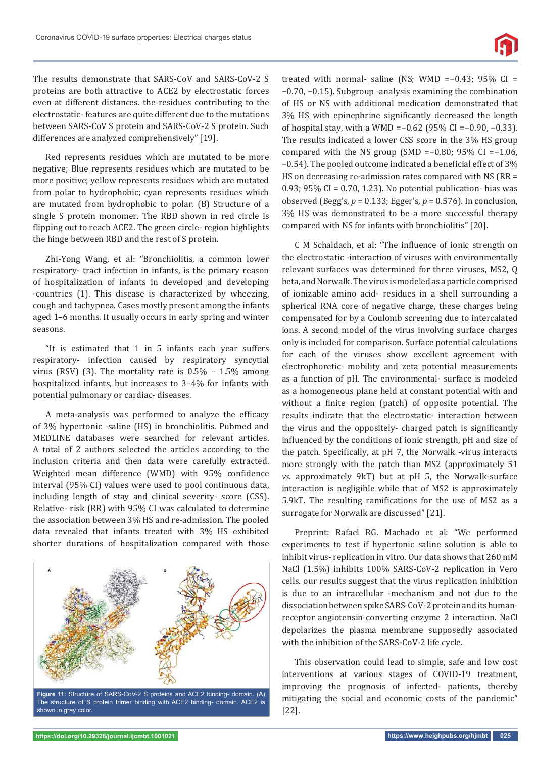The results demonstrate that SARS-CoV and SARS-CoV-2 S proteins are both attractive to ACE2 by electrostatic forces even at different distances. the residues contributing to the electrostatic- features are quite different due to the mutations between SARS-CoV S protein and SARS-CoV-2 S protein. Such differences are analyzed comprehensively" [19].

Red represents residues which are mutated to be more negative; Blue represents residues which are mutated to be more positive; yellow represents residues which are mutated from polar to hydrophobic; cyan represents residues which are mutated from hydrophobic to polar. (B) Structure of a single S protein monomer. The RBD shown in red circle is flipping out to reach ACE2. The green circle- region highlights the hinge between RBD and the rest of S protein.

Zhi-Yong Wang, et al: "Bronchiolitis, a common lower respiratory- tract infection in infants, is the primary reason of hospitalization of infants in developed and developing -countries (1). This disease is characterized by wheezing, cough and tachypnea. Cases mostly present among the infants aged 1–6 months. It usually occurs in early spring and winter seasons.

"It is estimated that 1 in 5 infants each year suffers respiratory- infection caused by respiratory syncytial virus (RSV) (3). The mortality rate is 0.5% – 1.5% among hospitalized infants, but increases to 3–4% for infants with potential pulmonary or cardiac- diseases.

A meta-analysis was performed to analyze the efficacy of 3% hypertonic -saline (HS) in bronchiolitis. Pubmed and MEDLINE databases were searched for relevant articles. A total of 2 authors selected the articles according to the inclusion criteria and then data were carefully extracted. Weighted mean difference (WMD) with 95% confidence interval (95% CI) values were used to pool continuous data, including length of stay and clinical severity- score (CSS). Relative- risk (RR) with 95% CI was calculated to determine the association between 3% HS and re-admission. The pooled data revealed that infants treated with 3% HS exhibited shorter durations of hospitalization compared with those treated with normal- saline (NS; WMD =−0.43; 95% CI = −0.70, −0.15). Subgroup -analysis examining the combination of HS or NS with additional medication demonstrated that 3% HS with epinephrine significantly decreased the length of hospital stay, with a WMD =−0.62 (95% CI =−0.90, −0.33). The results indicated a lower CSS score in the 3% HS group compared with the NS group (SMD =−0.80; 95% CI =−1.06, −0.54). The pooled outcome indicated a beneficial effect of 3% HS on decreasing re-admission rates compared with NS (RR = 0.93; 95% CI = 0.70, 1.23). No potential publication- bias was observed (Begg's, $p$ = 0.133; Egger's, $p$ = 0.576). In conclusion, 3% HS was demonstrated to be a more successful therapy compared with NS for infants with bronchiolitis" [20].

**Figure 11:** Structure of SARS-CoV-2 S proteins and ACE2 binding- domain. (A) The structure of S protein trimer binding with ACE2 binding- domain. ACE2 is shown in gray color.

C M Schaldach, et al: "The influence of ionic strength on the electrostatic -interaction of viruses with environmentally relevant surfaces was determined for three viruses, MS2, Q beta, and Norwalk. The virus is modeled as a particle comprised of ionizable amino acid- residues in a shell surrounding a spherical RNA core of negative charge, these charges being compensated for by a Coulomb screening due to intercalated ions. A second model of the virus involving surface charges only is included for comparison. Surface potential calculations for each of the viruses show excellent agreement with electrophoretic- mobility and zeta potential measurements as a function of pH. The environmental- surface is modeled as a homogeneous plane held at constant potential with and without a finite region (patch) of opposite potential. The results indicate that the electrostatic- interaction between the virus and the oppositely- charged patch is significantly influenced by the conditions of ionic strength, pH and size of the patch. Specifically, at pH 7, the Norwalk -virus interacts more strongly with the patch than MS2 (approximately 51 *vs.* approximately 9kT) but at pH 5, the Norwalk-surface interaction is negligible while that of MS2 is approximately 5.9kT. The resulting ramifications for the use of MS2 as a surrogate for Norwalk are discussed" [21].

Preprint: Rafael RG. Machado et al: "We performed experiments to test if hypertonic saline solution is able to inhibit virus- replication in vitro. Our data shows that 260 mM NaCl (1.5%) inhibits 100% SARS-CoV-2 replication in Vero cells. our results suggest that the virus replication inhibition is due to an intracellular -mechanism and not due to the dissociation between spike SARS-CoV-2 protein and its human-receptor angiotensin-converting enzyme 2 interaction. NaCl depolarizes the plasma membrane supposedly associated with the inhibition of the SARS-CoV-2 life cycle.

This observation could lead to simple, safe and low cost interventions at various stages of COVID-19 treatment, improving the prognosis of infected- patients, thereby mitigating the social and economic costs of the pandemic" [22].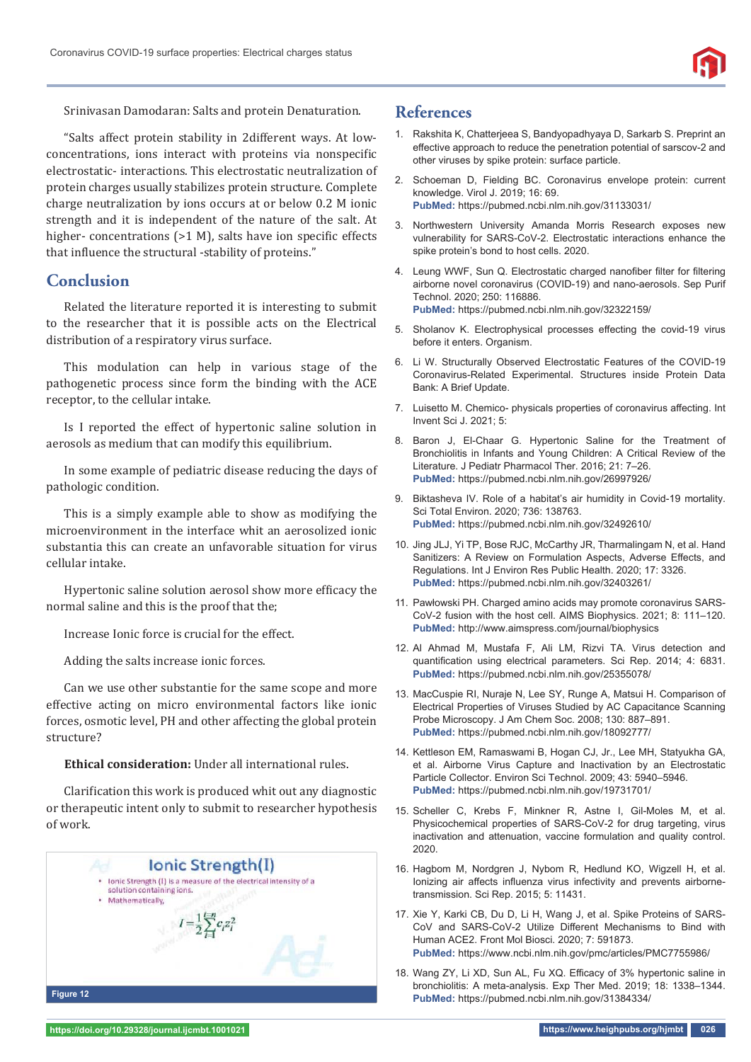Srinivasan Damodaran: Salts and protein Denaturation.

"Salts affect protein stability in 2different ways. At low-concentrations, ions interact with proteins via nonspecific electrostatic- interactions. This electrostatic neutralization of protein charges usually stabilizes protein structure. Complete charge neutralization by ions occurs at or below 0.2 M ionic strength and it is independent of the nature of the salt. At higher- concentrations (>1 M), salts have ion specific effects that influence the structural -stability of proteins."

## Conclusion

Related the literature reported it is interesting to submit to the researcher that it is possible acts on the Electrical distribution of a respiratory virus surface.

This modulation can help in various stage of the pathogenetic process since form the binding with the ACE receptor, to the cellular intake.

Is I reported the effect of hypertonic saline solution in aerosols as medium that can modify this equilibrium.

In some example of pediatric disease reducing the days of pathologic condition.

This is a simply example able to show as modifying the microenvironment in the interface whit an aerosolized ionic substantia this can create an unfavorable situation for virus cellular intake.

Hypertonic saline solution aerosol show more efficacy the normal saline and this is the proof that the;

Increase Ionic force is crucial for the effect.

Adding the salts increase ionic forces.

Can we use other substantie for the same scope and more effective acting on micro environmental factors like ionic forces, osmotic level, PH and other affecting the global protein structure?

**Ethical consideration:** Under all international rules.

Clarification this work is produced whit out any diagnostic or therapeutic intent only to submit to researcher hypothesis of work.

**Ionic Strength(I)**

- Ionic Strength (I) is a measure of the electrical intensity of a solution containing ions.
- Mathematically,

$$I = \frac{1}{2}\sum_{i=1}^{n} c_i z_i^2$$

Figure 12

## References

1. Rakshita K, Chatterjeea S, Bandyopadhyaya D, Sarkarb S. Preprint an effective approach to reduce the penetration potential of sarscov-2 and other viruses by spike protein: surface particle.
2. Schoeman D, Fielding BC. Coronavirus envelope protein: current knowledge. Virol J. 2019; 16: 69. **PubMed:** https://pubmed.ncbi.nlm.nih.gov/31133031/
3. Northwestern University Amanda Morris Research exposes new vulnerability for SARS-CoV-2. Electrostatic interactions enhance the spike protein's bond to host cells. 2020.
4. Leung WWF, Sun Q. Electrostatic charged nanofiber filter for filtering airborne novel coronavirus (COVID-19) and nano-aerosols. Sep Purif Technol. 2020; 250: 116886. **PubMed:** https://pubmed.ncbi.nlm.nih.gov/32322159/
5. Sholanov K. Electrophysical processes effecting the covid-19 virus before it enters. Organism.
6. Li W. Structurally Observed Electrostatic Features of the COVID-19 Coronavirus-Related Experimental. Structures inside Protein Data Bank: A Brief Update.
7. Luisetto M. Chemico- physicals properties of coronavirus affecting. Int Invent Sci J. 2021; 5:
8. Baron J, El-Chaar G. Hypertonic Saline for the Treatment of Bronchiolitis in Infants and Young Children: A Critical Review of the Literature. J Pediatr Pharmacol Ther. 2016; 21: 7–26. **PubMed:** https://pubmed.ncbi.nlm.nih.gov/26997926/
9. Biktasheva IV. Role of a habitat's air humidity in Covid-19 mortality. Sci Total Environ. 2020; 736: 138763. **PubMed:** https://pubmed.ncbi.nlm.nih.gov/32492610/
10. Jing JLJ, Yi TP, Bose RJC, McCarthy JR, Tharmalingam N, et al. Hand Sanitizers: A Review on Formulation Aspects, Adverse Effects, and Regulations. Int J Environ Res Public Health. 2020; 17: 3326. **PubMed:** https://pubmed.ncbi.nlm.nih.gov/32403261/
11. Pawlowski PH. Charged amino acids may promote coronavirus SARS-CoV-2 fusion with the host cell. AIMS Biophysics. 2021; 8: 111–120. **PubMed:** http://www.aimspress.com/journal/biophysics
12. Al Ahmad M, Mustafa F, Ali LM, Rizvi TA. Virus detection and quantification using electrical parameters. Sci Rep. 2014; 4: 6831. **PubMed:** https://pubmed.ncbi.nlm.nih.gov/25355078/
13. MacCuspie RI, Nuraje N, Lee SY, Runge A, Matsui H. Comparison of Electrical Properties of Viruses Studied by AC Capacitance Scanning Probe Microscopy. J Am Chem Soc. 2008; 130: 887–891. **PubMed:** https://pubmed.ncbi.nlm.nih.gov/18092777/
14. Kettleson EM, Ramaswami B, Hogan CJ, Jr., Lee MH, Statyukha GA, et al. Airborne Virus Capture and Inactivation by an Electrostatic Particle Collector. Environ Sci Technol. 2009; 43: 5940–5946. **PubMed:** https://pubmed.ncbi.nlm.nih.gov/19731701/
15. Scheller C, Krebs F, Minkner R, Astne I, Gil-Moles M, et al. Physicochemical properties of SARS-CoV-2 for drug targeting, virus inactivation and attenuation, vaccine formulation and quality control. 2020.
16. Hagbom M, Nordgren J, Nybom R, Hedlund KO, Wigzell H, et al. Ionizing air affects influenza virus infectivity and prevents airborne-transmission. Sci Rep. 2015; 5: 11431.
17. Xie Y, Karki CB, Du D, Li H, Wang J, et al. Spike Proteins of SARS-CoV and SARS-CoV-2 Utilize Different Mechanisms to Bind with Human ACE2. Front Mol Biosci. 2020; 7: 591873. **PubMed:** https://www.ncbi.nlm.nih.gov/pmc/articles/PMC7755986/
18. Wang ZY, Li XD, Sun AL, Fu XQ. Efficacy of 3% hypertonic saline in bronchiolitis: A meta-analysis. Exp Ther Med. 2019; 18: 1338–1344. **PubMed:** https://pubmed.ncbi.nlm.nih.gov/31384334/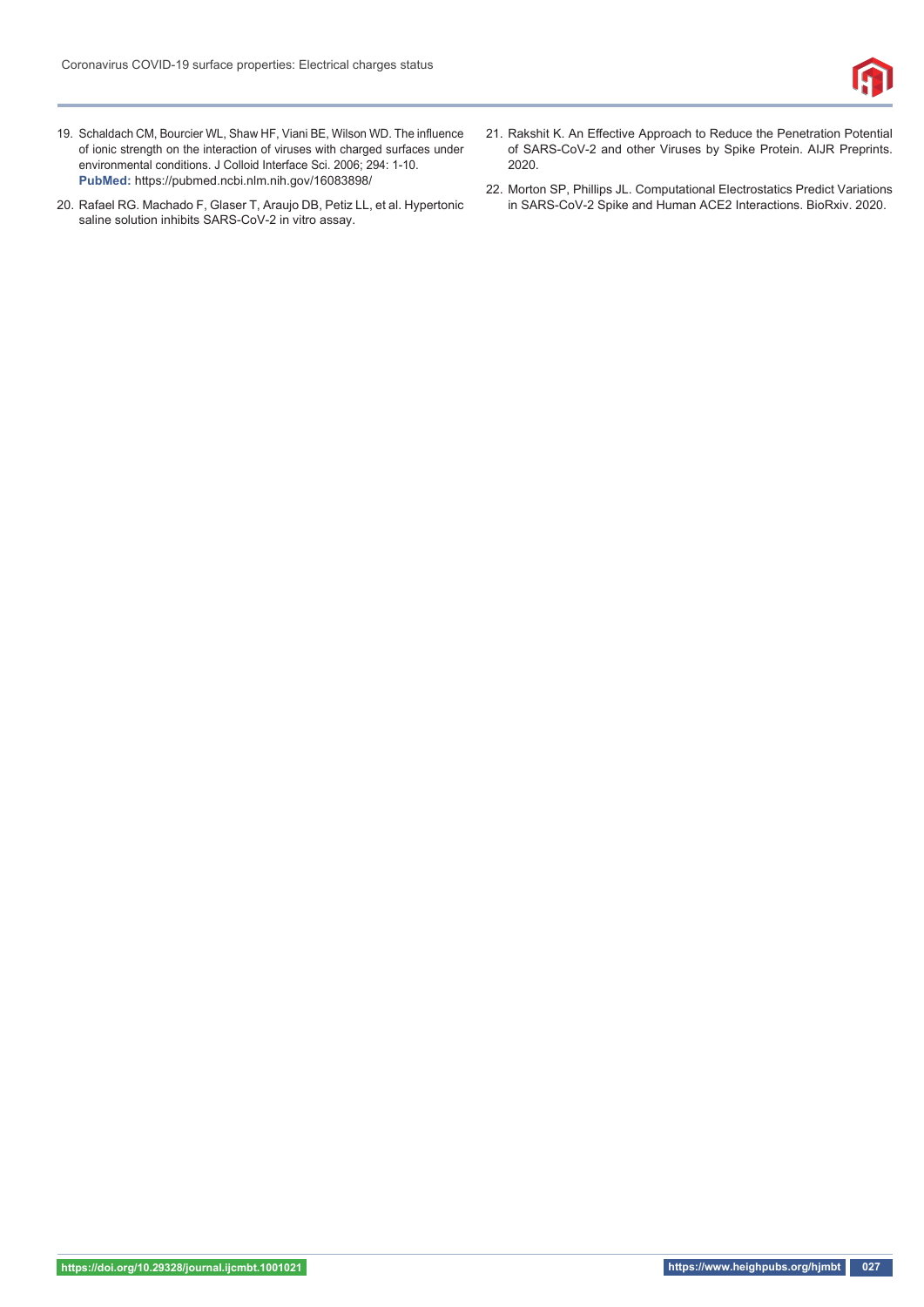19. Schaldach CM, Bourcier WL, Shaw HF, Viani BE, Wilson WD. The influence of ionic strength on the interaction of viruses with charged surfaces under environmental conditions. J Colloid Interface Sci. 2006; 294: 1-10. **PubMed:** https://pubmed.ncbi.nlm.nih.gov/16083898/

20. Rafael RG. Machado F, Glaser T, Araujo DB, Petiz LL, et al. Hypertonic saline solution inhibits SARS-CoV-2 in vitro assay.

21. Rakshit K. An Effective Approach to Reduce the Penetration Potential of SARS-CoV-2 and other Viruses by Spike Protein. AIJR Preprints. 2020.

22. Morton SP, Phillips JL. Computational Electrostatics Predict Variations in SARS-CoV-2 Spike and Human ACE2 Interactions. BioRxiv. 2020.